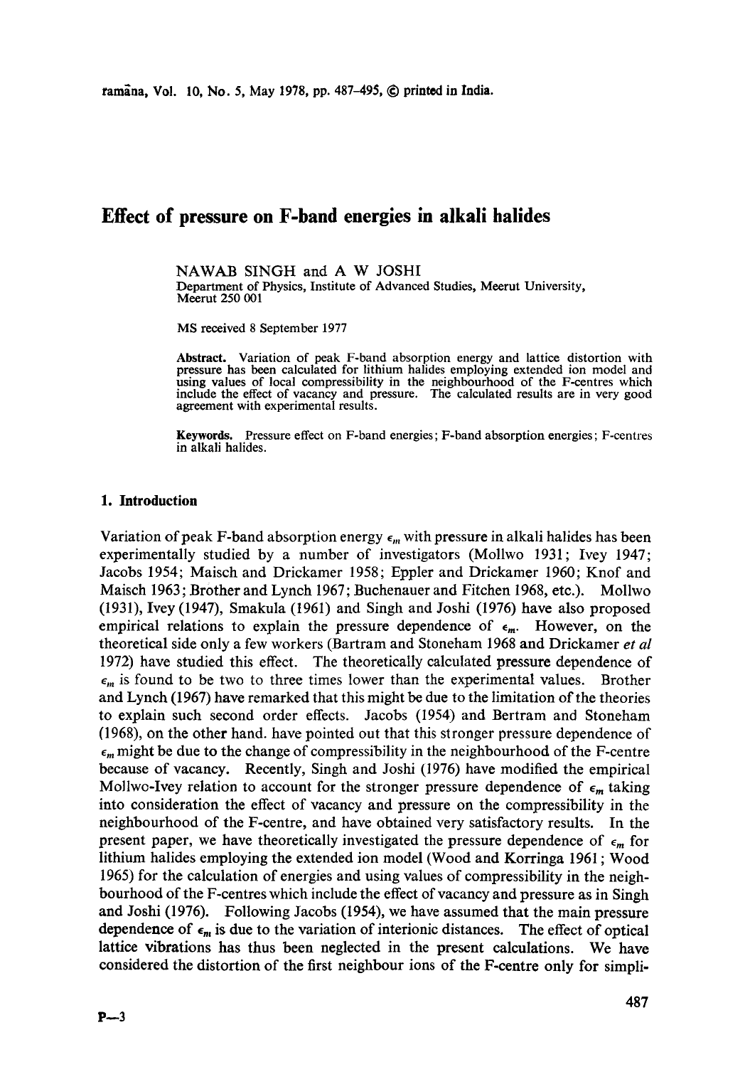# Effect of pressure on F-band energies in alkali halides

NAWAB SINGH and A W JOSHI
Department of Physics, Institute of Advanced Studies, Meerut University, Meerut 250 001

MS received 8 September 1977

**Abstract.** Variation of peak F-band absorption energy and lattice distortion with pressure has been calculated for lithium halides employing extended ion model and using values of local compressibility in the neighbourhood of the F-centres which include the effect of vacancy and pressure. The calculated results are in very good agreement with experimental results.

**Keywords.** Pressure effect on F-band energies; F-band absorption energies; F-centres in alkali halides.

## 1. Introduction

Variation of peak F-band absorption energy $\epsilon_m$ with pressure in alkali halides has been experimentally studied by a number of investigators (Mollwo 1931; Ivey 1947; Jacobs 1954; Maisch and Drickamer 1958; Eppler and Drickamer 1960; Knof and Maisch 1963; Brother and Lynch 1967; Buchenauer and Fitchen 1968, etc.). Mollwo (1931), Ivey (1947), Smakula (1961) and Singh and Joshi (1976) have also proposed empirical relations to explain the pressure dependence of $\epsilon_m$. However, on the theoretical side only a few workers (Bartram and Stoneham 1968 and Drickamer *et al* 1972) have studied this effect. The theoretically calculated pressure dependence of $\epsilon_m$ is found to be two to three times lower than the experimental values. Brother and Lynch (1967) have remarked that this might be due to the limitation of the theories to explain such second order effects. Jacobs (1954) and Bertram and Stoneham (1968), on the other hand. have pointed out that this stronger pressure dependence of $\epsilon_m$ might be due to the change of compressibility in the neighbourhood of the F-centre because of vacancy. Recently, Singh and Joshi (1976) have modified the empirical Mollwo-Ivey relation to account for the stronger pressure dependence of $\epsilon_m$ taking into consideration the effect of vacancy and pressure on the compressibility in the neighbourhood of the F-centre, and have obtained very satisfactory results. In the present paper, we have theoretically investigated the pressure dependence of $\epsilon_m$ for lithium halides employing the extended ion model (Wood and Korringa 1961; Wood 1965) for the calculation of energies and using values of compressibility in the neighbourhood of the F-centres which include the effect of vacancy and pressure as in Singh and Joshi (1976). Following Jacobs (1954), we have assumed that the main pressure dependence of $\epsilon_m$ is due to the variation of interionic distances. The effect of optical lattice vibrations has thus been neglected in the present calculations. We have considered the distortion of the first neighbour ions of the F-centre only for simpli-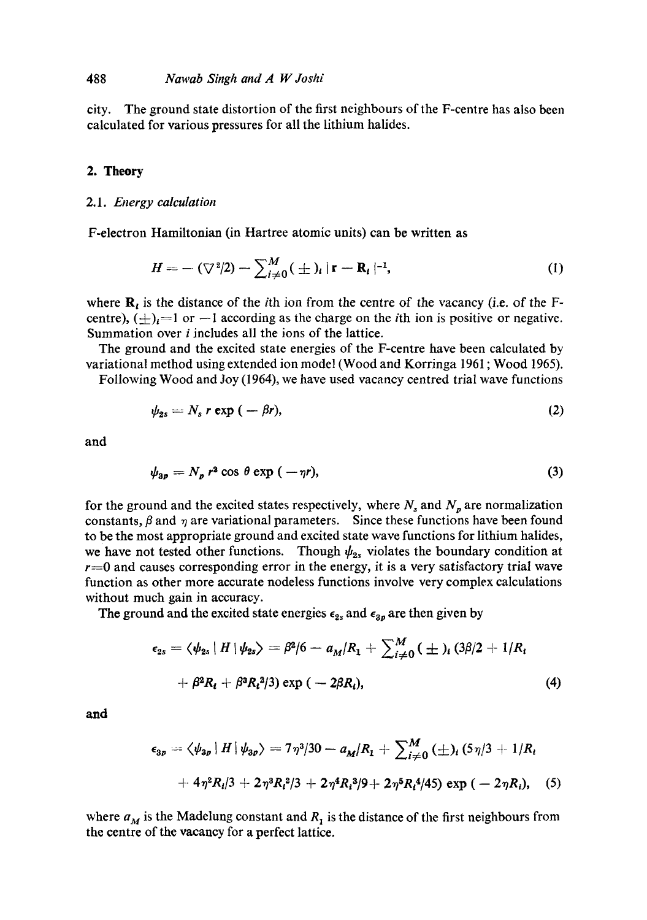city. The ground state distortion of the first neighbours of the F-centre has also been calculated for various pressures for all the lithium halides.

## 2. Theory

### 2.1. *Energy calculation*

F-electron Hamiltonian (in Hartree atomic units) can be written as

$$H = -(\nabla^2/2) - \sum_{i\neq 0}^{M} (\pm)_i \,|\mathbf{r} - \mathbf{R}_i|^{-1}, \tag{1}$$

where $\mathbf{R}_i$ is the distance of the $i$th ion from the centre of the vacancy (i.e. of the F-centre), $(\pm)_i = 1$ or $-1$ according as the charge on the $i$th ion is positive or negative. Summation over $i$ includes all the ions of the lattice.

The ground and the excited state energies of the F-centre have been calculated by variational method using extended ion model (Wood and Korringa 1961; Wood 1965).

Following Wood and Joy (1964), we have used vacancy centred trial wave functions

$$\psi_{2s} = N_s \, r \exp(-\beta r), \tag{2}$$

and

$$\psi_{3p} = N_p \, r^2 \cos\theta \exp(-\eta r), \tag{3}$$

for the ground and the excited states respectively, where $N_s$ and $N_p$ are normalization constants, $\beta$ and $\eta$ are variational parameters. Since these functions have been found to be the most appropriate ground and excited state wave functions for lithium halides, we have not tested other functions. Though $\psi_{2s}$ violates the boundary condition at $r=0$ and causes corresponding error in the energy, it is a very satisfactory trial wave function as other more accurate nodeless functions involve very complex calculations without much gain in accuracy.

The ground and the excited state energies $\epsilon_{2s}$ and $\epsilon_{3p}$ are then given by

$$\epsilon_{2s} = \langle \psi_{2s} | H | \psi_{2s} \rangle = \beta^2/6 - a_M/R_1 + \sum_{i\neq 0}^{M} (\pm)_i \,(3\beta/2 + 1/R_i + \beta^2 R_i + \beta^3 R_i^2/3) \exp(-2\beta R_i), \tag{4}$$

and

$$\epsilon_{3p} = \langle \psi_{3p} | H | \psi_{3p} \rangle = 7\eta^3/30 - a_M/R_1 + \sum_{i\neq 0}^{M} (\pm)_i \,(5\eta/3 + 1/R_i + 4\eta^2 R_i/3 + 2\eta^3 R_i^2/3 + 2\eta^4 R_i^3/9 + 2\eta^5 R_i^4/45) \exp(-2\eta R_i), \tag{5}$$

where $a_M$ is the Madelung constant and $R_1$ is the distance of the first neighbours from the centre of the vacancy for a perfect lattice.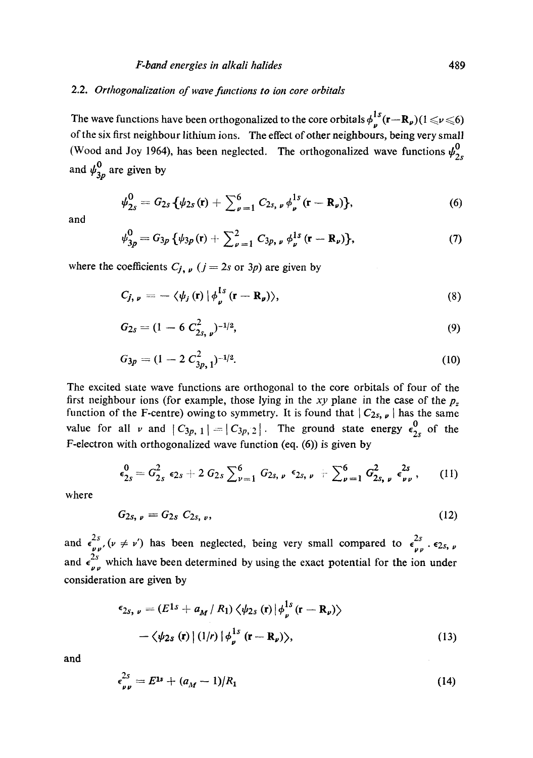### 2.2. *Orthogonalization of wave functions to ion core orbitals*

The wave functions have been orthogonalized to the core orbitals $\phi_{\nu}^{1s}(\mathbf{r}-\mathbf{R}_{\nu})(1 \leqslant \nu \leqslant 6)$ of the six first neighbour lithium ions. The effect of other neighbours, being very small (Wood and Joy 1964), has been neglected. The orthogonalized wave functions $\psi_{2s}^{0}$ and $\psi_{3p}^{0}$ are given by

$$\psi_{2s}^{0} = G_{2s}\{\psi_{2s}(\mathbf{r}) + \sum_{\nu=1}^{6} C_{2s,\,\nu}\,\phi_{\nu}^{1s}(\mathbf{r}-\mathbf{R}_{\nu})\}, \tag{6}$$

and

$$\psi_{3p}^{0} = G_{3p}\{\psi_{3p}(\mathbf{r}) + \sum_{\nu=1}^{2} C_{3p,\,\nu}\,\phi_{\nu}^{1s}(\mathbf{r}-\mathbf{R}_{\nu})\}, \tag{7}$$

where the coefficients $C_{j,\,\nu}$ ($j = 2s$ or $3p$) are given by

$$C_{j,\,\nu} = -\langle\psi_{j}(\mathbf{r})\,|\,\phi_{\nu}^{1s}(\mathbf{r}-\mathbf{R}_{\nu})\rangle, \tag{8}$$

$$G_{2s} = (1 - 6\,C_{2s,\,\nu}^{2})^{-1/2}, \tag{9}$$

$$G_{3p} = (1 - 2\,C_{3p,\,1}^{2})^{-1/2}. \tag{10}$$

The excited state wave functions are orthogonal to the core orbitals of four of the first neighbour ions (for example, those lying in the $xy$ plane in the case of the $p_z$ function of the F-centre) owing to symmetry. It is found that $|C_{2s,\,\nu}|$ has the same value for all $\nu$ and $|C_{3p,\,1}| = |C_{3p,\,2}|$. The ground state energy $\epsilon_{2s}^{0}$ of the F-electron with orthogonalized wave function (eq. (6)) is given by

$$\epsilon_{2s}^{0} = G_{2s}^{2}\,\epsilon_{2s} + 2\,G_{2s}\sum_{\nu=1}^{6} G_{2s,\,\nu}\,\epsilon_{2s,\,\nu} + \sum_{\nu=1}^{6} G_{2s,\,\nu}^{2}\,\epsilon_{\nu\nu}^{2s}, \tag{11}$$

where

$$G_{2s,\,\nu} = G_{2s}\,C_{2s,\,\nu}, \tag{12}$$

and $\epsilon_{\nu\nu'}^{2s}$ ($\nu \neq \nu'$) has been neglected, being very small compared to $\epsilon_{\nu\nu}^{2s}$. $\epsilon_{2s,\,\nu}$ and $\epsilon_{\nu\nu}^{2s}$ which have been determined by using the exact potential for the ion under consideration are given by

$$\epsilon_{2s,\,\nu} = (E^{1s} + a_{M}/R_{1})\,\langle\psi_{2s}(\mathbf{r})\,|\,\phi_{\nu}^{1s}(\mathbf{r}-\mathbf{R}_{\nu})\rangle - \langle\psi_{2s}(\mathbf{r})\,|\,(1/r)\,|\,\phi_{\nu}^{1s}(\mathbf{r}-\mathbf{R}_{\nu})\rangle, \tag{13}$$

and

$$\epsilon_{\nu\nu}^{2s} = E^{1s} + (a_{M} - 1)/R_{1} \tag{14}$$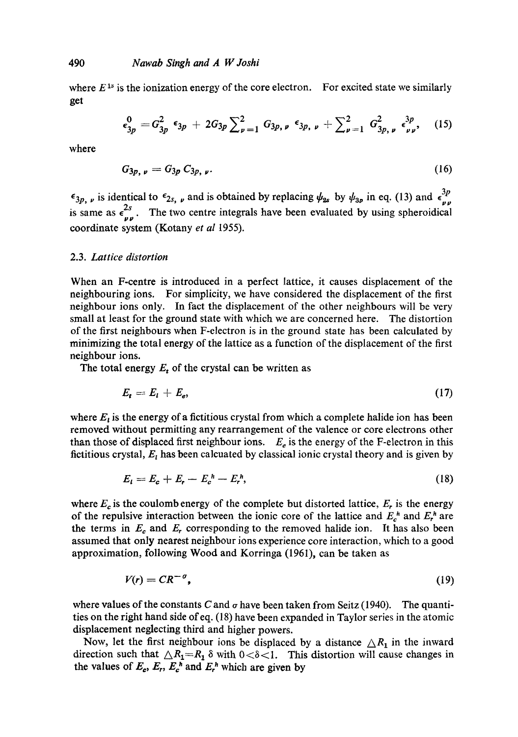where $E^{1s}$ is the ionization energy of the core electron. For excited state we similarly get

$$\epsilon^{0}_{3p} = G^{2}_{3p}\, \epsilon_{3p} + 2G_{3p} \sum_{\nu=1}^{2} G_{3p,\,\nu}\, \epsilon_{3p,\,\nu} + \sum_{\nu=1}^{2} G^{2}_{3p,\,\nu}\, \epsilon^{3p}_{\nu\nu}, \tag{15}$$

where

$$G_{3p,\,\nu} = G_{3p}\, C_{3p,\,\nu}. \tag{16}$$

$\epsilon_{3p,\,\nu}$ is identical to $\epsilon_{2s,\,\nu}$ and is obtained by replacing $\psi_{2s}$ by $\psi_{3p}$ in eq. (13) and $\epsilon^{3p}_{\nu\nu}$ is same as $\epsilon^{2s}_{\nu\nu}$. The two centre integrals have been evaluated by using spheroidical coordinate system (Kotany *et al* 1955).

### 2.3. *Lattice distortion*

When an F-centre is introduced in a perfect lattice, it causes displacement of the neighbouring ions. For simplicity, we have considered the displacement of the first neighbour ions only. In fact the displacement of the other neighbours will be very small at least for the ground state with which we are concerned here. The distortion of the first neighbours when F-electron is in the ground state has been calculated by minimizing the total energy of the lattice as a function of the displacement of the first neighbour ions.

The total energy $E_t$ of the crystal can be written as

$$E_t = E_l + E_e, \tag{17}$$

where $E_l$ is the energy of a fictitious crystal from which a complete halide ion has been removed without permitting any rearrangement of the valence or core electrons other than those of displaced first neighbour ions. $E_e$ is the energy of the F-electron in this fictitious crystal, $E_l$ has been calcuated by classical ionic crystal theory and is given by

$$E_l = E_c + E_r - E_c^h - E_r^h, \tag{18}$$

where $E_c$ is the coulomb energy of the complete but distorted lattice, $E_r$ is the energy of the repulsive interaction between the ionic core of the lattice and $E_c^h$ and $E_r^h$ are the terms in $E_c$ and $E_r$ corresponding to the removed halide ion. It has also been assumed that only nearest neighbour ions experience core interaction, which to a good approximation, following Wood and Korringa (1961), can be taken as

$$V(r) = CR^{-\sigma}, \tag{19}$$

where values of the constants $C$ and $\sigma$ have been taken from Seitz (1940). The quantities on the right hand side of eq. (18) have been expanded in Taylor series in the atomic displacement neglecting third and higher powers.

Now, let the first neighbour ions be displaced by a distance $\triangle R_1$ in the inward direction such that $\triangle R_1 = R_1\,\delta$ with $0<\delta<1$. This distortion will cause changes in the values of $E_c$, $E_r$, $E_c^h$ and $E_r^h$ which are given by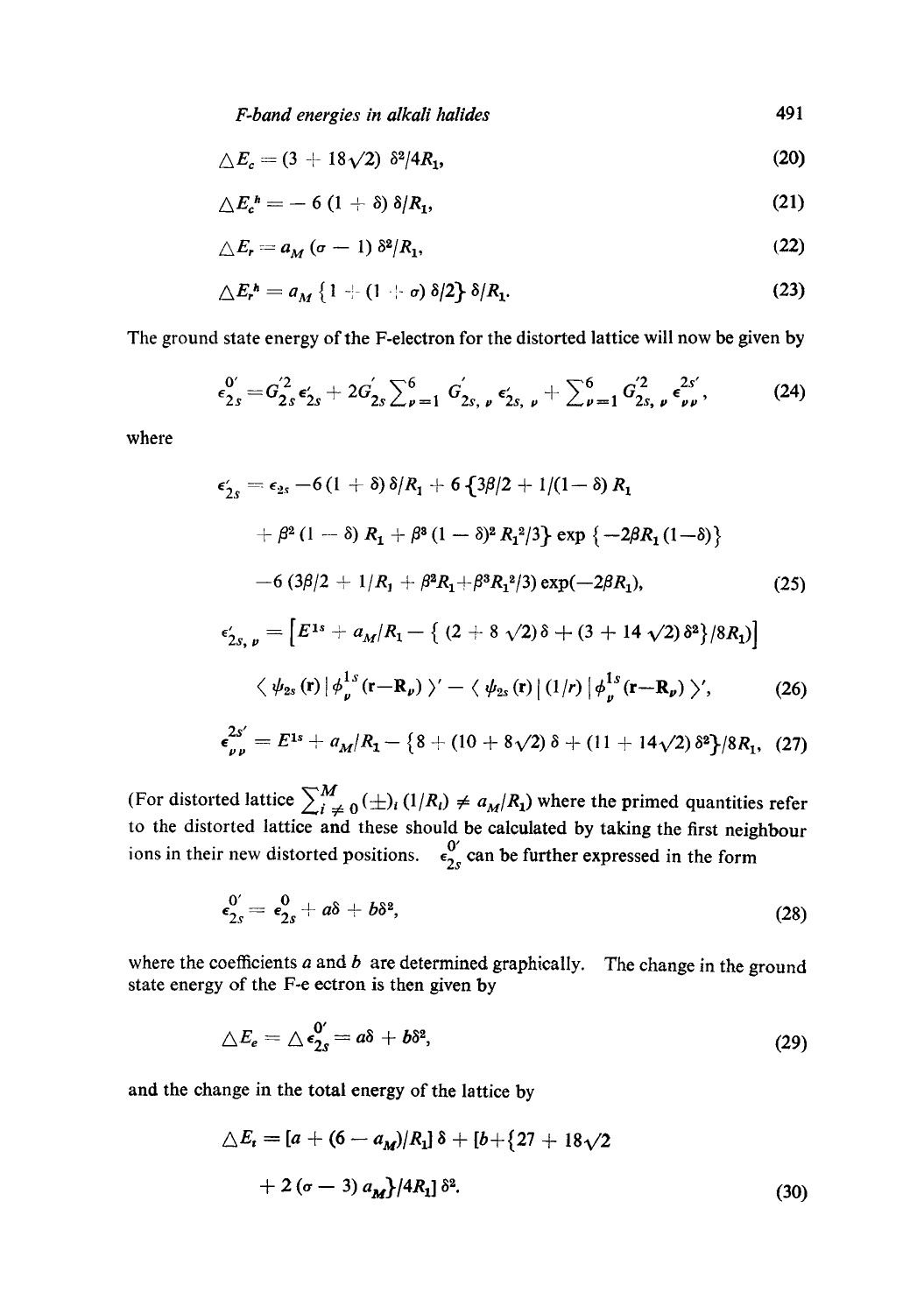$$\triangle E_c = (3 + 18\sqrt{2})\, \delta^2/4R_1, \tag{20}$$

$$\triangle E_c^h = -\,6\,(1 + \delta)\, \delta/R_1, \tag{21}$$

$$\triangle E_r = a_M\,(\sigma - 1)\, \delta^2/R_1, \tag{22}$$

$$\triangle E_r^h = a_M \left\{1 + (1 + \sigma)\, \delta/2\right\} \delta/R_1. \tag{23}$$

The ground state energy of the F-electron for the distorted lattice will now be given by

$$\epsilon_{2s}^{0'} = G_{2s}^{'2}\, \epsilon_{2s}' + 2G_{2s}' \sum_{\nu=1}^{6} G_{2s,\,\nu}'\, \epsilon_{2s,\,\nu}' + \sum_{\nu=1}^{6} G_{2s,\,\nu}^{'2}\, \epsilon_{\nu\nu}^{2s'}, \tag{24}$$

where

$$\begin{aligned}
\epsilon_{2s}' = \epsilon_{2s} & - 6\,(1 + \delta)\, \delta/R_1 + 6\left\{3\beta/2 + 1/(1-\delta)\, R_1 \right. \\
& \left. + \beta^2\,(1 - \delta)\, R_1 + \beta^3\,(1 - \delta)^2\, R_1^2/3\right\} \exp\left\{-2\beta R_1\,(1-\delta)\right\} \\
& - 6\,(3\beta/2 + 1/R_1 + \beta^2 R_1 + \beta^3 R_1^2/3) \exp(-2\beta R_1),
\end{aligned} \tag{25}$$

$$\begin{aligned}
\epsilon_{2s,\,\nu}' = & \left[E^{1s} + a_M/R_1 - \left\{ (2 + 8\sqrt{2})\, \delta + (3 + 14\sqrt{2})\, \delta^2\right\}/8R_1\right] \\
& \langle\, \psi_{2s}(\mathbf{r})\, |\, \phi_\nu^{1s}(\mathbf{r}-\mathbf{R}_\nu)\, \rangle' - \langle\, \psi_{2s}(\mathbf{r})\, |\, (1/r)\, |\, \phi_\nu^{1s}(\mathbf{r}-\mathbf{R}_\nu)\, \rangle',
\end{aligned} \tag{26}$$

$$\epsilon_{\nu\nu}^{2s'} = E^{1s} + a_M/R_1 - \left\{8 + (10 + 8\sqrt{2})\, \delta + (11 + 14\sqrt{2})\, \delta^2\right\}/8R_1, \tag{27}$$

(For distorted lattice $\sum_{i \neq 0}^{M} (\pm)_i\, (1/R_i) \neq a_M/R_1$) where the primed quantities refer to the distorted lattice and these should be calculated by taking the first neighbour ions in their new distorted positions. $\epsilon_{2s}^{0'}$ can be further expressed in the form

$$\epsilon_{2s}^{0'} = \epsilon_{2s}^{0} + a\delta + b\delta^2, \tag{28}$$

where the coefficients $a$ and $b$ are determined graphically. The change in the ground state energy of the F-e ectron is then given by

$$\triangle E_e = \triangle \epsilon_{2s}^{0'} = a\delta + b\delta^2, \tag{29}$$

and the change in the total energy of the lattice by

$$\begin{aligned}
\triangle E_t = & \left[a + (6 - a_M)/R_1\right] \delta + \left[b + \left\{27 + 18\sqrt{2}\right.\right. \\
& \left.\left. + 2\,(\sigma - 3)\, a_M\right\}/4R_1\right] \delta^2.
\end{aligned} \tag{30}$$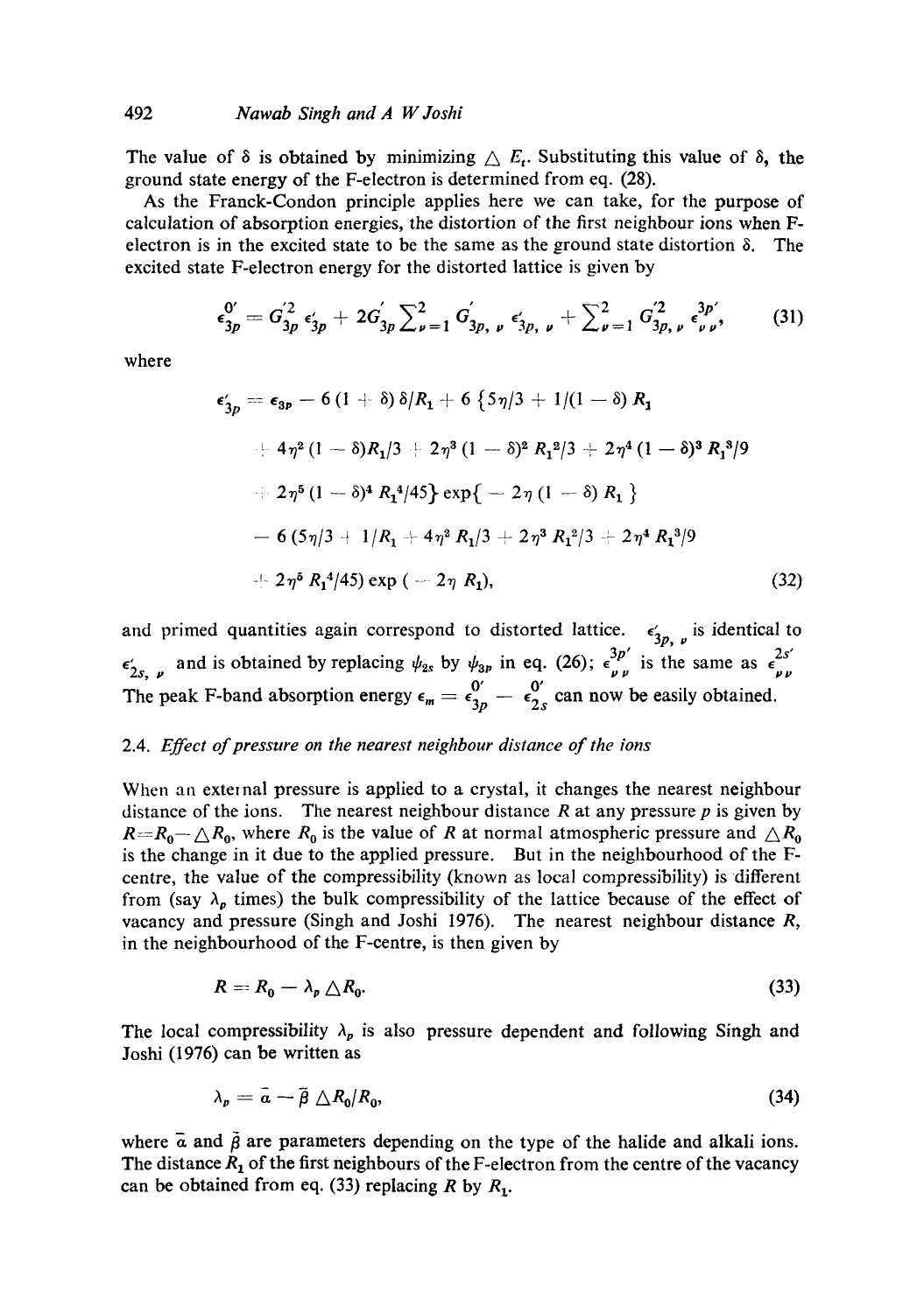The value of $\delta$ is obtained by minimizing $\triangle E_t$. Substituting this value of $\delta$, the ground state energy of the F-electron is determined from eq. (28).

As the Franck-Condon principle applies here we can take, for the purpose of calculation of absorption energies, the distortion of the first neighbour ions when F-electron is in the excited state to be the same as the ground state distortion $\delta$. The excited state F-electron energy for the distorted lattice is given by

$$\epsilon_{3p}^{0'} = G_{3p}^{'2} \epsilon_{3p}' + 2G_{3p}' \sum_{\nu=1}^{2} G_{3p,\,\nu}' \epsilon_{3p,\,\nu}' + \sum_{\nu=1}^{2} G_{3p,\,\nu}^{'2} \epsilon_{\nu\nu}^{3p'}, \tag{31}$$

where

$$\begin{aligned}
\epsilon_{3p}' = \epsilon_{3p} &- 6(1+\delta)\,\delta/R_1 + 6\,\{5\eta/3 + 1/(1-\delta)\,R_1 \\
&+ 4\eta^2 (1-\delta) R_1/3 + 2\eta^3 (1-\delta)^2 R_1^2/3 + 2\eta^4 (1-\delta)^3 R_1^3/9 \\
&+ 2\eta^5 (1-\delta)^4 R_1^4/45\} \exp\{-2\eta\,(1-\delta)\,R_1\} \\
&- 6\,(5\eta/3 + 1/R_1 + 4\eta^2 R_1/3 + 2\eta^3 R_1^2/3 + 2\eta^4 R_1^3/9 \\
&+ 2\eta^5 R_1^4/45) \exp(-2\eta R_1),
\end{aligned} \tag{32}$$

and primed quantities again correspond to distorted lattice. $\epsilon_{3p,\,\nu}'$ is identical to $\epsilon_{2s,\,\nu}'$ and is obtained by replacing $\psi_{2s}$ by $\psi_{3p}$ in eq. (26); $\epsilon_{\nu\nu}^{3p'}$ is the same as $\epsilon_{\nu\nu}^{2s'}$. The peak F-band absorption energy $\epsilon_m = \epsilon_{3p}^{0'} - \epsilon_{2s}^{0'}$ can now be easily obtained.

### 2.4. *Effect of pressure on the nearest neighbour distance of the ions*

When an external pressure is applied to a crystal, it changes the nearest neighbour distance of the ions. The nearest neighbour distance $R$ at any pressure $p$ is given by $R = R_0 - \triangle R_0$, where $R_0$ is the value of $R$ at normal atmospheric pressure and $\triangle R_0$ is the change in it due to the applied pressure. But in the neighbourhood of the F-centre, the value of the compressibility (known as local compressibility) is different from (say $\lambda_p$ times) the bulk compressibility of the lattice because of the effect of vacancy and pressure (Singh and Joshi 1976). The nearest neighbour distance $R$, in the neighbourhood of the F-centre, is then given by

$$R = R_0 - \lambda_p \triangle R_0. \tag{33}$$

The local compressibility $\lambda_p$ is also pressure dependent and following Singh and Joshi (1976) can be written as

$$\lambda_p = \bar{a} - \bar{\beta} \triangle R_0 / R_0, \tag{34}$$

where $\bar{a}$ and $\bar{\beta}$ are parameters depending on the type of the halide and alkali ions. The distance $R_1$ of the first neighbours of the F-electron from the centre of the vacancy can be obtained from eq. (33) replacing $R$ by $R_1$.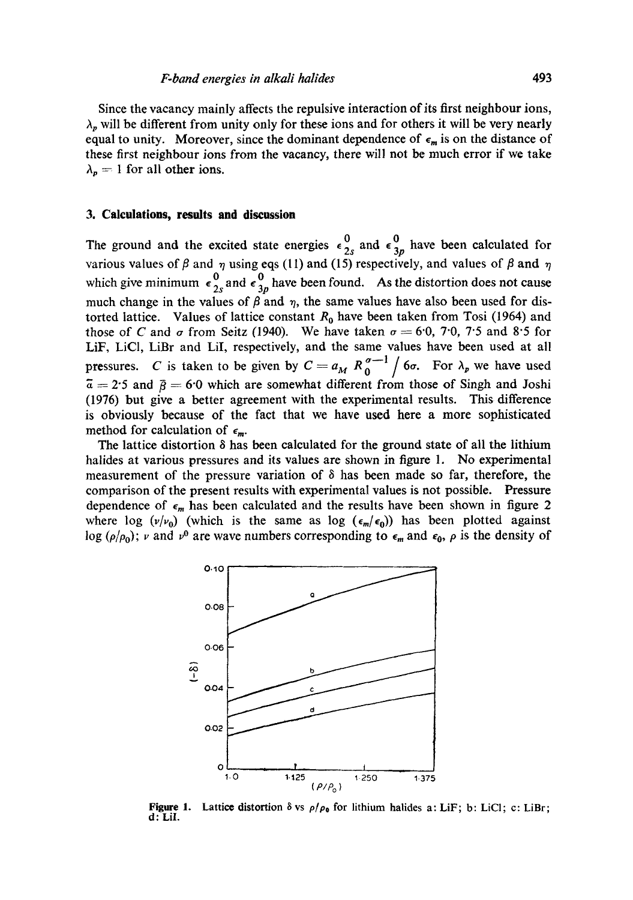Since the vacancy mainly affects the repulsive interaction of its first neighbour ions, $\lambda_p$ will be different from unity only for these ions and for others it will be very nearly equal to unity. Moreover, since the dominant dependence of $\epsilon_m$ is on the distance of these first neighbour ions from the vacancy, there will not be much error if we take $\lambda_p = 1$ for all other ions.

## 3. Calculations, results and discussion

The ground and the excited state energies $\epsilon^0_{2s}$ and $\epsilon^0_{3p}$ have been calculated for various values of $\beta$ and $\eta$ using eqs (11) and (15) respectively, and values of $\beta$ and $\eta$ which give minimum $\epsilon^0_{2s}$ and $\epsilon^0_{3p}$ have been found. As the distortion does not cause much change in the values of $\beta$ and $\eta$, the same values have also been used for distorted lattice. Values of lattice constant $R_0$ have been taken from Tosi (1964) and those of $C$ and $\sigma$ from Seitz (1940). We have taken $\sigma = 6{\cdot}0$, $7{\cdot}0$, $7{\cdot}5$ and $8{\cdot}5$ for LiF, LiCl, LiBr and LiI, respectively, and the same values have been used at all pressures. $C$ is taken to be given by $C = a_M \, R_0^{\sigma-1} / 6\sigma$. For $\lambda_p$ we have used $\bar{a} = 2{\cdot}5$ and $\bar{\beta} = 6{\cdot}0$ which are somewhat different from those of Singh and Joshi (1976) but give a better agreement with the experimental results. This difference is obviously because of the fact that we have used here a more sophisticated method for calculation of $\epsilon_m$.

The lattice distortion $\delta$ has been calculated for the ground state of all the lithium halides at various pressures and its values are shown in figure 1. No experimental measurement of the pressure variation of $\delta$ has been made so far, therefore, the comparison of the present results with experimental values is not possible. Pressure dependence of $\epsilon_m$ has been calculated and the results have been shown in figure 2 where $\log(\nu/\nu_0)$ (which is the same as $\log(\epsilon_m/\epsilon_0)$) has been plotted against $\log(\rho/\rho_0)$; $\nu$ and $\nu^0$ are wave numbers corresponding to $\epsilon_m$ and $\epsilon_0$, $\rho$ is the density of

**Figure 1.** Lattice distortion $\delta$ vs $\rho/\rho_0$ for lithium halides a: LiF; b: LiCl; c: LiBr; d: LiI.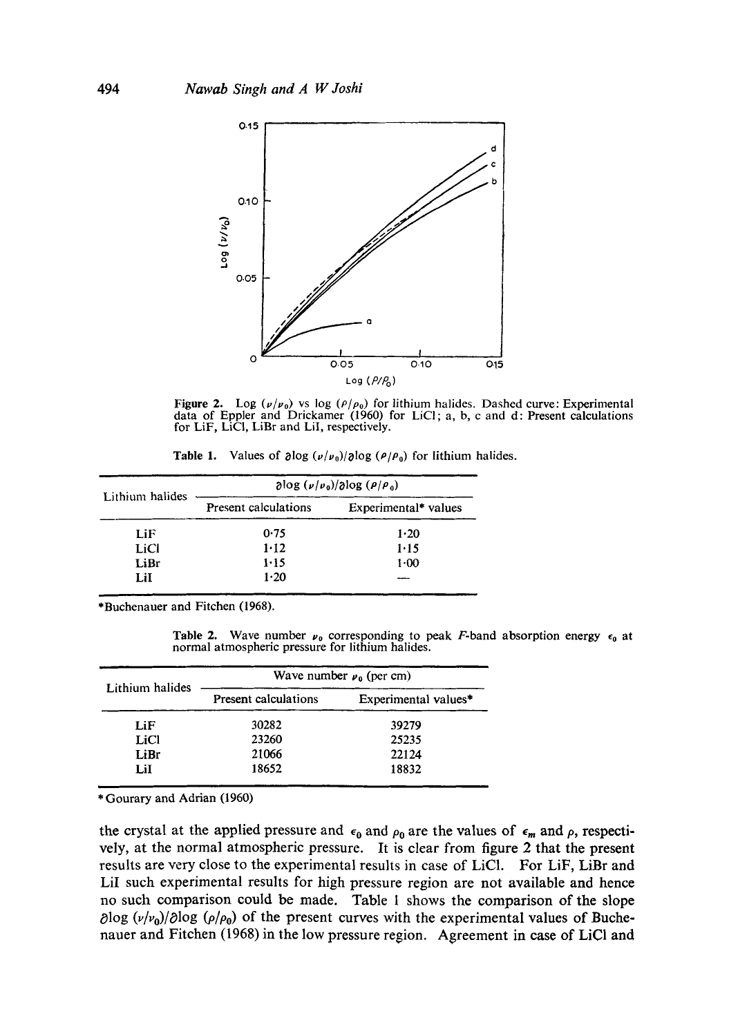Figure 2. Log $(\nu/\nu_0)$ vs log $(\rho/\rho_0)$ for lithium halides. Dashed curve: Experimental data of Eppler and Drickamer (1960) for LiCl; a, b, c and d: Present calculations for LiF, LiCl, LiBr and LiI, respectively.

Table 1. Values of $\partial \log (\nu/\nu_0)/\partial \log (\rho/\rho_0)$ for lithium halides.

| Lithium halides | $\partial \log (\nu/\nu_0)/\partial \log (\rho/\rho_0)$ | |
|---|---|---|
| | Present calculations | Experimental* values |
| LiF | 0·75 | 1·20 |
| LiCl | 1·12 | 1·15 |
| LiBr | 1·15 | 1·00 |
| LiI | 1·20 | — |

*Buchenauer and Fitchen (1968).

Table 2. Wave number $\nu_0$ corresponding to peak $F$-band absorption energy $\epsilon_0$ at normal atmospheric pressure for lithium halides.

| Lithium halides | Wave number $\nu_0$ (per cm) | |
|---|---|---|
| | Present calculations | Experimental values* |
| LiF | 30282 | 39279 |
| LiCl | 23260 | 25235 |
| LiBr | 21066 | 22124 |
| LiI | 18652 | 18832 |

* Gourary and Adrian (1960)

the crystal at the applied pressure and $\epsilon_0$ and $\rho_0$ are the values of $\epsilon_m$ and $\rho$, respectively, at the normal atmospheric pressure. It is clear from figure 2 that the present results are very close to the experimental results in case of LiCl. For LiF, LiBr and LiI such experimental results for high pressure region are not available and hence no such comparison could be made. Table 1 shows the comparison of the slope $\partial \log (\nu/\nu_0)/\partial \log (\rho/\rho_0)$ of the present curves with the experimental values of Buchenauer and Fitchen (1968) in the low pressure region. Agreement in case of LiCl and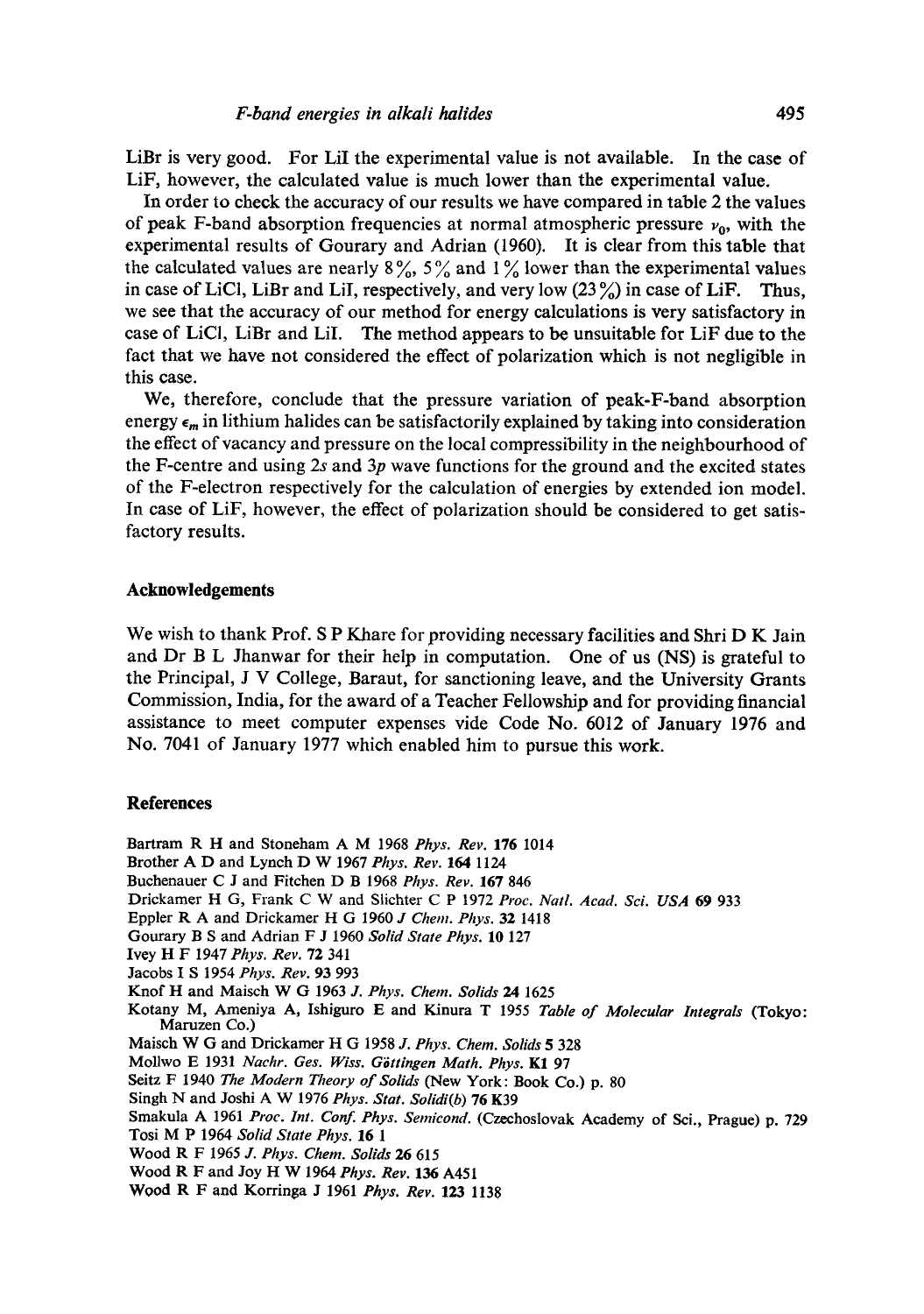LiBr is very good. For LiI the experimental value is not available. In the case of LiF, however, the calculated value is much lower than the experimental value.

In order to check the accuracy of our results we have compared in table 2 the values of peak F-band absorption frequencies at normal atmospheric pressure $\nu_0$, with the experimental results of Gourary and Adrian (1960). It is clear from this table that the calculated values are nearly 8%, 5% and 1% lower than the experimental values in case of LiCl, LiBr and LiI, respectively, and very low (23%) in case of LiF. Thus, we see that the accuracy of our method for energy calculations is very satisfactory in case of LiCl, LiBr and LiI. The method appears to be unsuitable for LiF due to the fact that we have not considered the effect of polarization which is not negligible in this case.

We, therefore, conclude that the pressure variation of peak-F-band absorption energy $\epsilon_m$ in lithium halides can be satisfactorily explained by taking into consideration the effect of vacancy and pressure on the local compressibility in the neighbourhood of the F-centre and using $2s$ and $3p$ wave functions for the ground and the excited states of the F-electron respectively for the calculation of energies by extended ion model. In case of LiF, however, the effect of polarization should be considered to get satisfactory results.

## Acknowledgements

We wish to thank Prof. S P Khare for providing necessary facilities and Shri D K Jain and Dr B L Jhanwar for their help in computation. One of us (NS) is grateful to the Principal, J V College, Baraut, for sanctioning leave, and the University Grants Commission, India, for the award of a Teacher Fellowship and for providing financial assistance to meet computer expenses vide Code No. 6012 of January 1976 and No. 7041 of January 1977 which enabled him to pursue this work.

## References

Bartram R H and Stoneham A M 1968 *Phys. Rev.* **176** 1014
Brother A D and Lynch D W 1967 *Phys. Rev.* **164** 1124
Buchenauer C J and Fitchen D B 1968 *Phys. Rev.* **167** 846
Drickamer H G, Frank C W and Slichter C P 1972 *Proc. Natl. Acad. Sci. USA* **69** 933
Eppler R A and Drickamer H G 1960 *J Chem. Phys.* **32** 1418
Gourary B S and Adrian F J 1960 *Solid State Phys.* **10** 127
Ivey H F 1947 *Phys. Rev.* **72** 341
Jacobs I S 1954 *Phys. Rev.* **93** 993
Knof H and Maisch W G 1963 *J. Phys. Chem. Solids* **24** 1625
Kotany M, Ameniya A, Ishiguro E and Kinura T 1955 *Table of Molecular Integrals* (Tokyo: Maruzen Co.)
Maisch W G and Drickamer H G 1958 *J. Phys. Chem. Solids* **5** 328
Mollwo E 1931 *Nachr. Ges. Wiss. Göttingen Math. Phys.* **Kl** 97
Seitz F 1940 *The Modern Theory of Solids* (New York: Book Co.) p. 80
Singh N and Joshi A W 1976 *Phys. Stat. Solidi(b)* **76** K39
Smakula A 1961 *Proc. Int. Conf. Phys. Semicond.* (Czechoslovak Academy of Sci., Prague) p. 729
Tosi M P 1964 *Solid State Phys.* **16** 1
Wood R F 1965 *J. Phys. Chem. Solids* **26** 615
Wood R F and Joy H W 1964 *Phys. Rev.* **136** A451
Wood R F and Korringa J 1961 *Phys. Rev.* **123** 1138